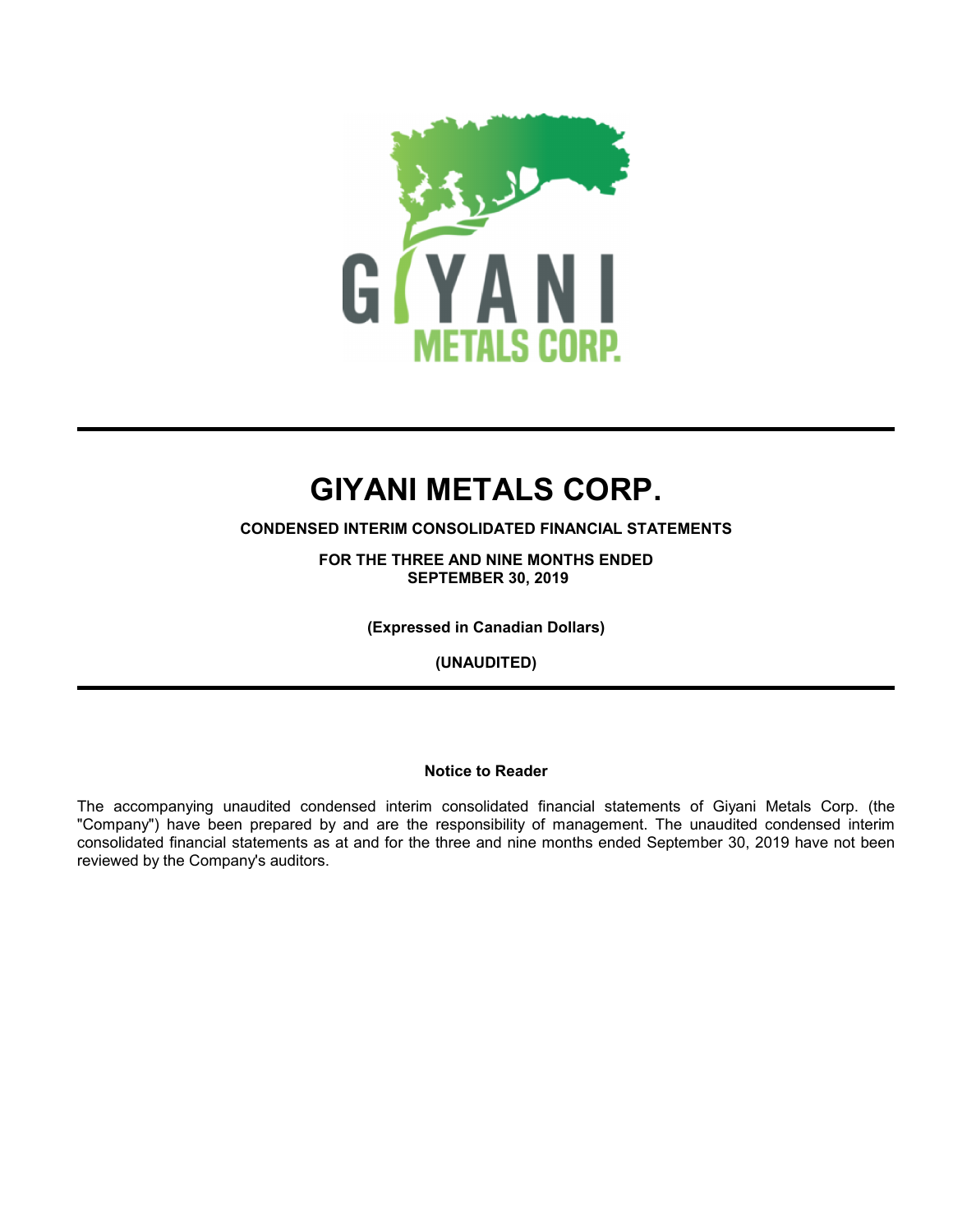# GIYANI METALS CORP.

**CONDENSED INTERIM CONSOLIDATED FINANCIAL STATEMENTS**

**FOR THE THREE AND NINE MONTHS ENDED SEPTEMBER 30, 2019**

**(Expressed in Canadian Dollars)**

**(UNAUDITED)**

**Notice to Reader**

The accompanying unaudited condensed interim consolidated financial statements of Giyani Metals Corp. (the "Company") have been prepared by and are the responsibility of management. The unaudited condensed interim consolidated financial statements as at and for the three and nine months ended September 30, 2019 have not been reviewed by the Company's auditors.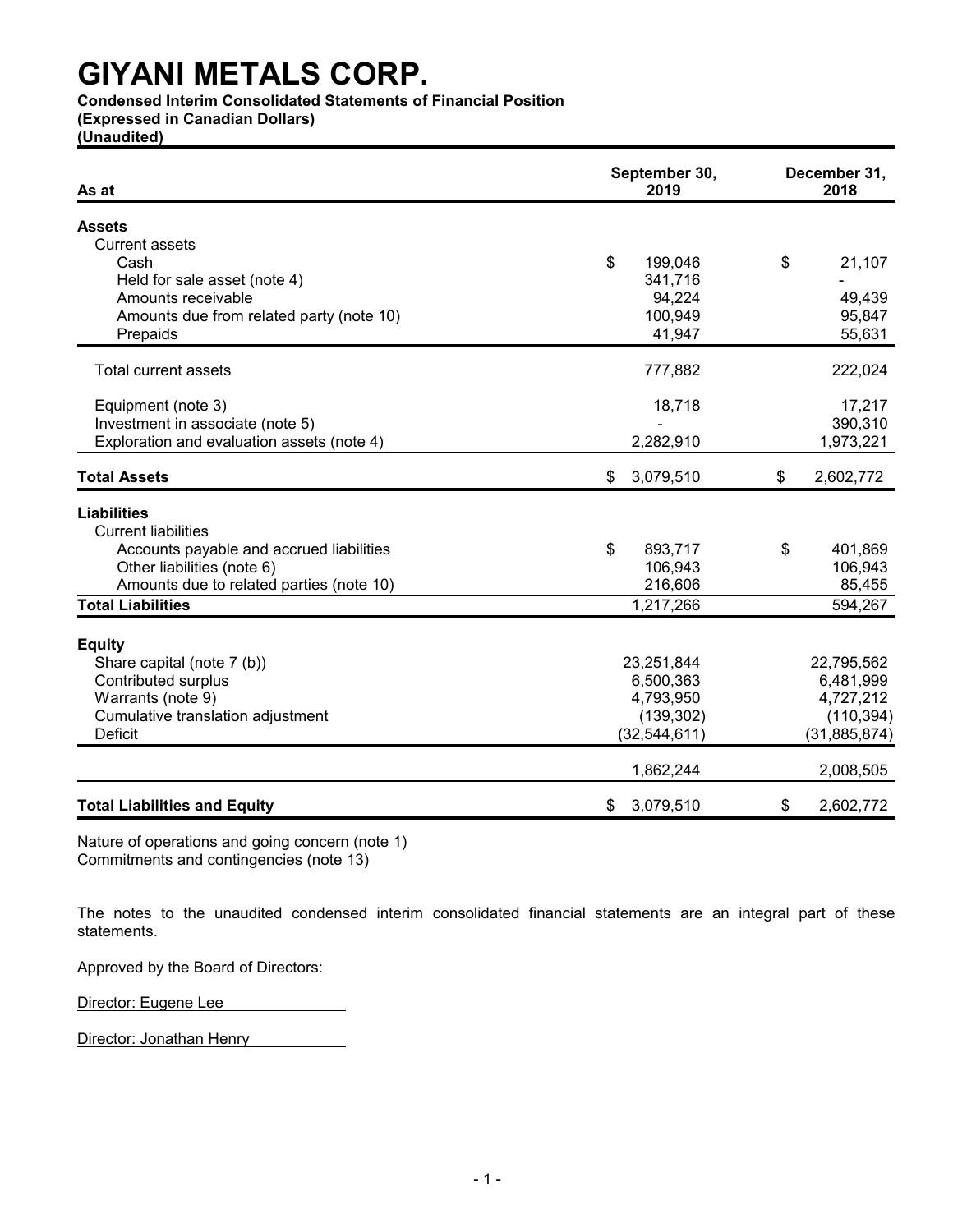# GIYANI METALS CORP.

**Condensed Interim Consolidated Statements of Financial Position**
**(Expressed in Canadian Dollars)**
**(Unaudited)**

| As at | September 30, 2019 | December 31, 2018 |
|---|---|---|
| **Assets** | | |
| Current assets | | |
| Cash | $ 199,046 | $ 21,107 |
| Held for sale asset (note 4) | 341,716 | - |
| Amounts receivable | 94,224 | 49,439 |
| Amounts due from related party (note 10) | 100,949 | 95,847 |
| Prepaids | 41,947 | 55,631 |
| Total current assets | 777,882 | 222,024 |
| Equipment (note 3) | 18,718 | 17,217 |
| Investment in associate (note 5) | - | 390,310 |
| Exploration and evaluation assets (note 4) | 2,282,910 | 1,973,221 |
| **Total Assets** | $ 3,079,510 | $ 2,602,772 |
| **Liabilities** | | |
| Current liabilities | | |
| Accounts payable and accrued liabilities | $ 893,717 | $ 401,869 |
| Other liabilities (note 6) | 106,943 | 106,943 |
| Amounts due to related parties (note 10) | 216,606 | 85,455 |
| **Total Liabilities** | 1,217,266 | 594,267 |
| **Equity** | | |
| Share capital (note 7 (b)) | 23,251,844 | 22,795,562 |
| Contributed surplus | 6,500,363 | 6,481,999 |
| Warrants (note 9) | 4,793,950 | 4,727,212 |
| Cumulative translation adjustment | (139,302) | (110,394) |
| Deficit | (32,544,611) | (31,885,874) |
| | 1,862,244 | 2,008,505 |
| **Total Liabilities and Equity** | $ 3,079,510 | $ 2,602,772 |

Nature of operations and going concern (note 1)
Commitments and contingencies (note 13)

The notes to the unaudited condensed interim consolidated financial statements are an integral part of these statements.

Approved by the Board of Directors:

Director: Eugene Lee

Director: Jonathan Henry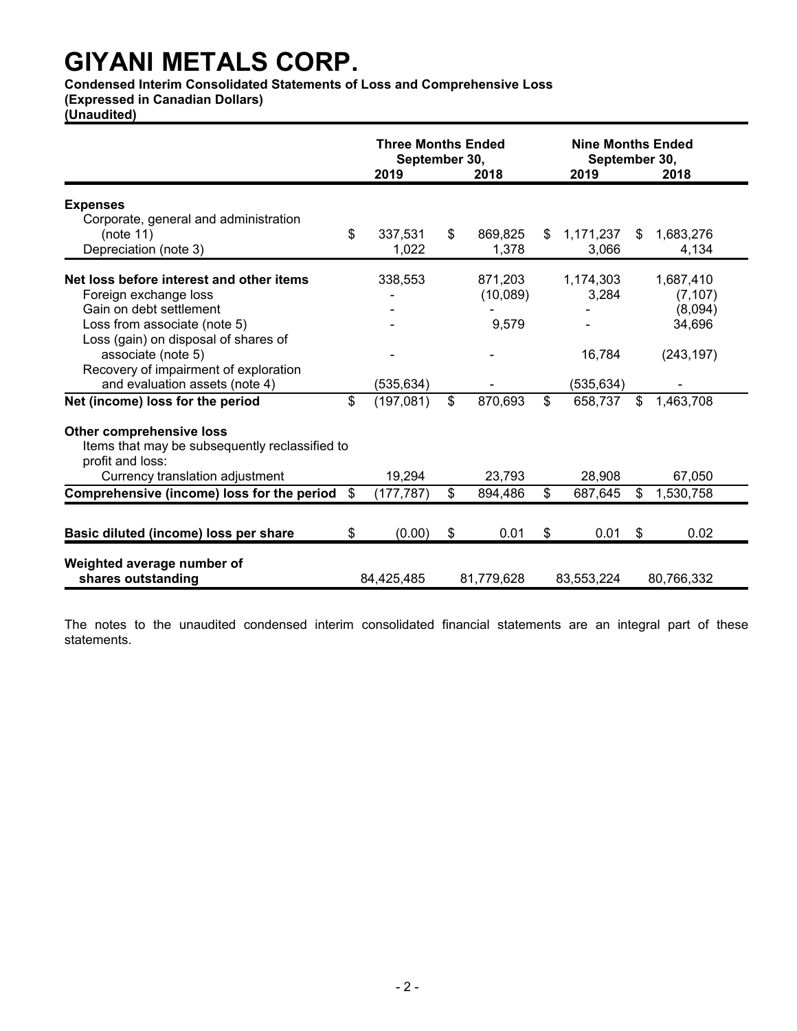# GIYANI METALS CORP.

**Condensed Interim Consolidated Statements of Loss and Comprehensive Loss**
**(Expressed in Canadian Dollars)**
**(Unaudited)**

| | Three Months Ended September 30, | | Nine Months Ended September 30, | |
|---|---|---|---|---|
| | 2019 | 2018 | 2019 | 2018 |
| **Expenses** | | | | |
| Corporate, general and administration (note 11) | $ 337,531 | $ 869,825 | $ 1,171,237 | $ 1,683,276 |
| Depreciation (note 3) | 1,022 | 1,378 | 3,066 | 4,134 |
| **Net loss before interest and other items** | 338,553 | 871,203 | 1,174,303 | 1,687,410 |
| Foreign exchange loss | - | (10,089) | 3,284 | (7,107) |
| Gain on debt settlement | - | - | - | (8,094) |
| Loss from associate (note 5) | - | 9,579 | - | 34,696 |
| Loss (gain) on disposal of shares of associate (note 5) | - | - | 16,784 | (243,197) |
| Recovery of impairment of exploration and evaluation assets (note 4) | (535,634) | - | (535,634) | - |
| **Net (income) loss for the period** | $ (197,081) | $ 870,693 | $ 658,737 | $ 1,463,708 |
| **Other comprehensive loss** | | | | |
| Items that may be subsequently reclassified to profit and loss: | | | | |
| Currency translation adjustment | 19,294 | 23,793 | 28,908 | 67,050 |
| **Comprehensive (income) loss for the period** | $ (177,787) | $ 894,486 | $ 687,645 | $ 1,530,758 |
| **Basic diluted (income) loss per share** | $ (0.00) | $ 0.01 | $ 0.01 | $ 0.02 |
| **Weighted average number of shares outstanding** | 84,425,485 | 81,779,628 | 83,553,224 | 80,766,332 |

The notes to the unaudited condensed interim consolidated financial statements are an integral part of these statements.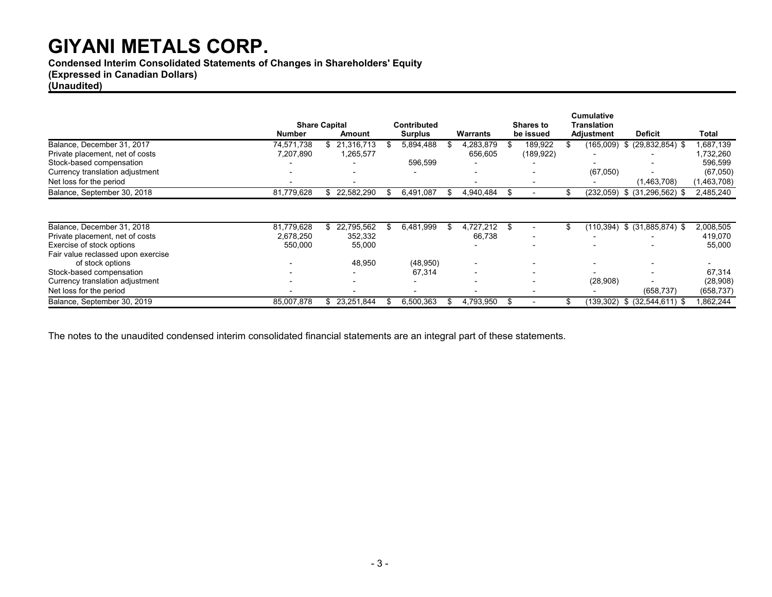# GIYANI METALS CORP.

**Condensed Interim Consolidated Statements of Changes in Shareholders' Equity**
**(Expressed in Canadian Dollars)**
**(Unaudited)**

| | Share Capital | | Contributed | | Shares to | Cumulative Translation | | |
|---|---|---|---|---|---|---|---|---|
| | Number | Amount | Surplus | Warrants | be issued | Adjustment | Deficit | Total |
| Balance, December 31, 2017 | 74,571,738 | $ 21,316,713 | $ 5,894,488 | $ 4,283,879 | $ 189,922 | $ (165,009) | $ (29,832,854) | $ 1,687,139 |
| Private placement, net of costs | 7,207,890 | 1,265,577 | | 656,605 | (189,922) | - | - | 1,732,260 |
| Stock-based compensation | - | - | 596,599 | - | - | - | - | 596,599 |
| Currency translation adjustment | - | - | - | - | - | (67,050) | - | (67,050) |
| Net loss for the period | - | - | | - | - | - | (1,463,708) | (1,463,708) |
| Balance, September 30, 2018 | 81,779,628 | $ 22,582,290 | $ 6,491,087 | $ 4,940,484 | $ - | $ (232,059) | $ (31,296,562) | $ 2,485,240 |
| | | | | | | | | |
| Balance, December 31, 2018 | 81,779,628 | $ 22,795,562 | $ 6,481,999 | $ 4,727,212 | $ - | $ (110,394) | $ (31,885,874) | $ 2,008,505 |
| Private placement, net of costs | 2,678,250 | 352,332 | | 66,738 | - | - | - | 419,070 |
| Exercise of stock options | 550,000 | 55,000 | | - | - | - | - | 55,000 |
| Fair value reclassed upon exercise of stock options | - | 48,950 | (48,950) | - | - | - | - | - |
| Stock-based compensation | - | - | 67,314 | - | - | - | - | 67,314 |
| Currency translation adjustment | - | - | - | - | - | (28,908) | - | (28,908) |
| Net loss for the period | - | - | - | - | - | - | (658,737) | (658,737) |
| Balance, September 30, 2019 | 85,007,878 | $ 23,251,844 | $ 6,500,363 | $ 4,793,950 | $ - | $ (139,302) | $ (32,544,611) | $ 1,862,244 |

The notes to the unaudited condensed interim consolidated financial statements are an integral part of these statements.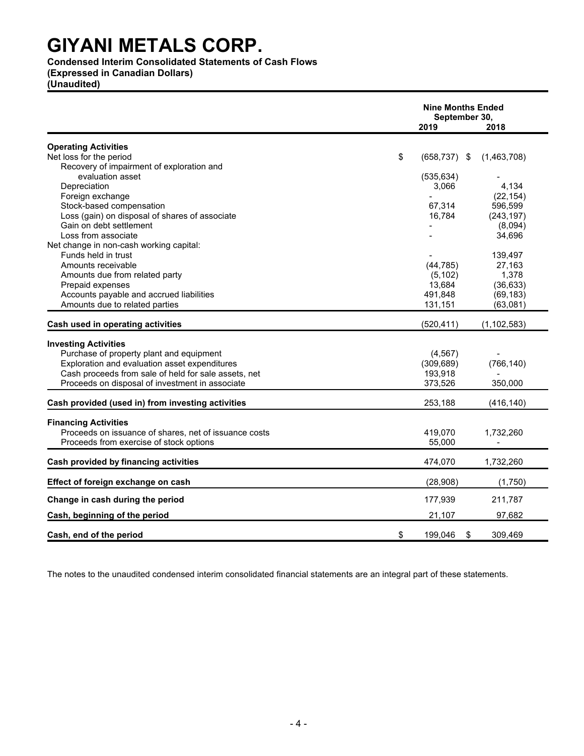# GIYANI METALS CORP.

**Condensed Interim Consolidated Statements of Cash Flows**
**(Expressed in Canadian Dollars)**
**(Unaudited)**

| | Nine Months Ended September 30, 2019 | Nine Months Ended September 30, 2018 |
|---|---|---|
| **Operating Activities** | | |
| Net loss for the period | $ (658,737) | $ (1,463,708) |
| Recovery of impairment of exploration and evaluation asset | (535,634) | - |
| Depreciation | 3,066 | 4,134 |
| Foreign exchange | - | (22,154) |
| Stock-based compensation | 67,314 | 596,599 |
| Loss (gain) on disposal of shares of associate | 16,784 | (243,197) |
| Gain on debt settlement | - | (8,094) |
| Loss from associate | - | 34,696 |
| Net change in non-cash working capital: | | |
| Funds held in trust | - | 139,497 |
| Amounts receivable | (44,785) | 27,163 |
| Amounts due from related party | (5,102) | 1,378 |
| Prepaid expenses | 13,684 | (36,633) |
| Accounts payable and accrued liabilities | 491,848 | (69,183) |
| Amounts due to related parties | 131,151 | (63,081) |
| **Cash used in operating activities** | (520,411) | (1,102,583) |
| **Investing Activities** | | |
| Purchase of property plant and equipment | (4,567) | - |
| Exploration and evaluation asset expenditures | (309,689) | (766,140) |
| Cash proceeds from sale of held for sale assets, net | 193,918 | - |
| Proceeds on disposal of investment in associate | 373,526 | 350,000 |
| **Cash provided (used in) from investing activities** | 253,188 | (416,140) |
| **Financing Activities** | | |
| Proceeds on issuance of shares, net of issuance costs | 419,070 | 1,732,260 |
| Proceeds from exercise of stock options | 55,000 | - |
| **Cash provided by financing activities** | 474,070 | 1,732,260 |
| **Effect of foreign exchange on cash** | (28,908) | (1,750) |
| **Change in cash during the period** | 177,939 | 211,787 |
| **Cash, beginning of the period** | 21,107 | 97,682 |
| **Cash, end of the period** | $ 199,046 | $ 309,469 |

The notes to the unaudited condensed interim consolidated financial statements are an integral part of these statements.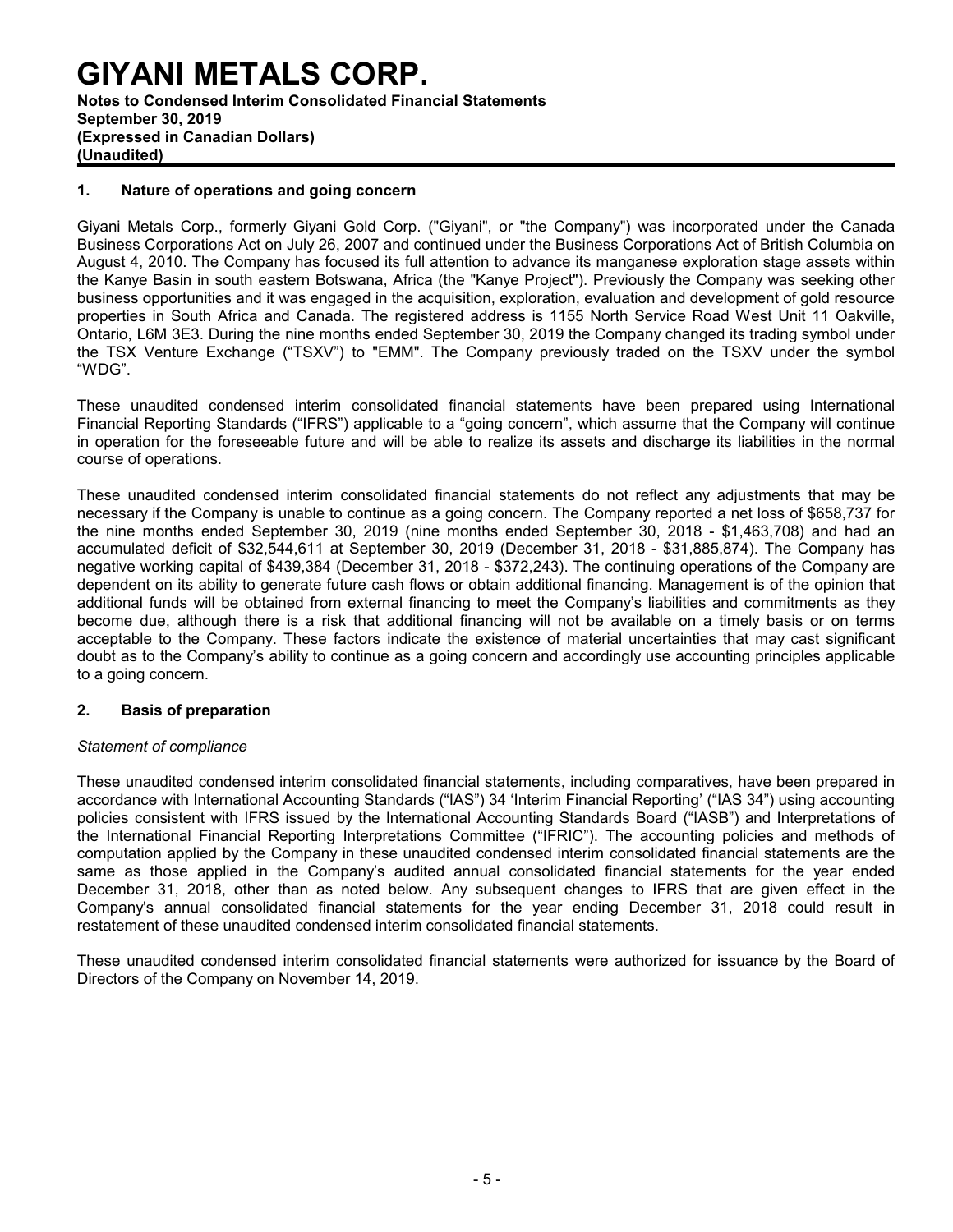# GIYANI METALS CORP.

**Notes to Condensed Interim Consolidated Financial Statements**
**September 30, 2019**
**(Expressed in Canadian Dollars)**
**(Unaudited)**

## 1. Nature of operations and going concern

Giyani Metals Corp., formerly Giyani Gold Corp. ("Giyani", or "the Company") was incorporated under the Canada Business Corporations Act on July 26, 2007 and continued under the Business Corporations Act of British Columbia on August 4, 2010. The Company has focused its full attention to advance its manganese exploration stage assets within the Kanye Basin in south eastern Botswana, Africa (the "Kanye Project"). Previously the Company was seeking other business opportunities and it was engaged in the acquisition, exploration, evaluation and development of gold resource properties in South Africa and Canada. The registered address is 1155 North Service Road West Unit 11 Oakville, Ontario, L6M 3E3. During the nine months ended September 30, 2019 the Company changed its trading symbol under the TSX Venture Exchange ("TSXV") to "EMM". The Company previously traded on the TSXV under the symbol "WDG".

These unaudited condensed interim consolidated financial statements have been prepared using International Financial Reporting Standards ("IFRS") applicable to a "going concern", which assume that the Company will continue in operation for the foreseeable future and will be able to realize its assets and discharge its liabilities in the normal course of operations.

These unaudited condensed interim consolidated financial statements do not reflect any adjustments that may be necessary if the Company is unable to continue as a going concern. The Company reported a net loss of $658,737 for the nine months ended September 30, 2019 (nine months ended September 30, 2018 - $1,463,708) and had an accumulated deficit of $32,544,611 at September 30, 2019 (December 31, 2018 - $31,885,874). The Company has negative working capital of $439,384 (December 31, 2018 - $372,243). The continuing operations of the Company are dependent on its ability to generate future cash flows or obtain additional financing. Management is of the opinion that additional funds will be obtained from external financing to meet the Company's liabilities and commitments as they become due, although there is a risk that additional financing will not be available on a timely basis or on terms acceptable to the Company. These factors indicate the existence of material uncertainties that may cast significant doubt as to the Company's ability to continue as a going concern and accordingly use accounting principles applicable to a going concern.

## 2. Basis of preparation

*Statement of compliance*

These unaudited condensed interim consolidated financial statements, including comparatives, have been prepared in accordance with International Accounting Standards ("IAS") 34 'Interim Financial Reporting' ("IAS 34") using accounting policies consistent with IFRS issued by the International Accounting Standards Board ("IASB") and Interpretations of the International Financial Reporting Interpretations Committee ("IFRIC"). The accounting policies and methods of computation applied by the Company in these unaudited condensed interim consolidated financial statements are the same as those applied in the Company's audited annual consolidated financial statements for the year ended December 31, 2018, other than as noted below. Any subsequent changes to IFRS that are given effect in the Company's annual consolidated financial statements for the year ending December 31, 2018 could result in restatement of these unaudited condensed interim consolidated financial statements.

These unaudited condensed interim consolidated financial statements were authorized for issuance by the Board of Directors of the Company on November 14, 2019.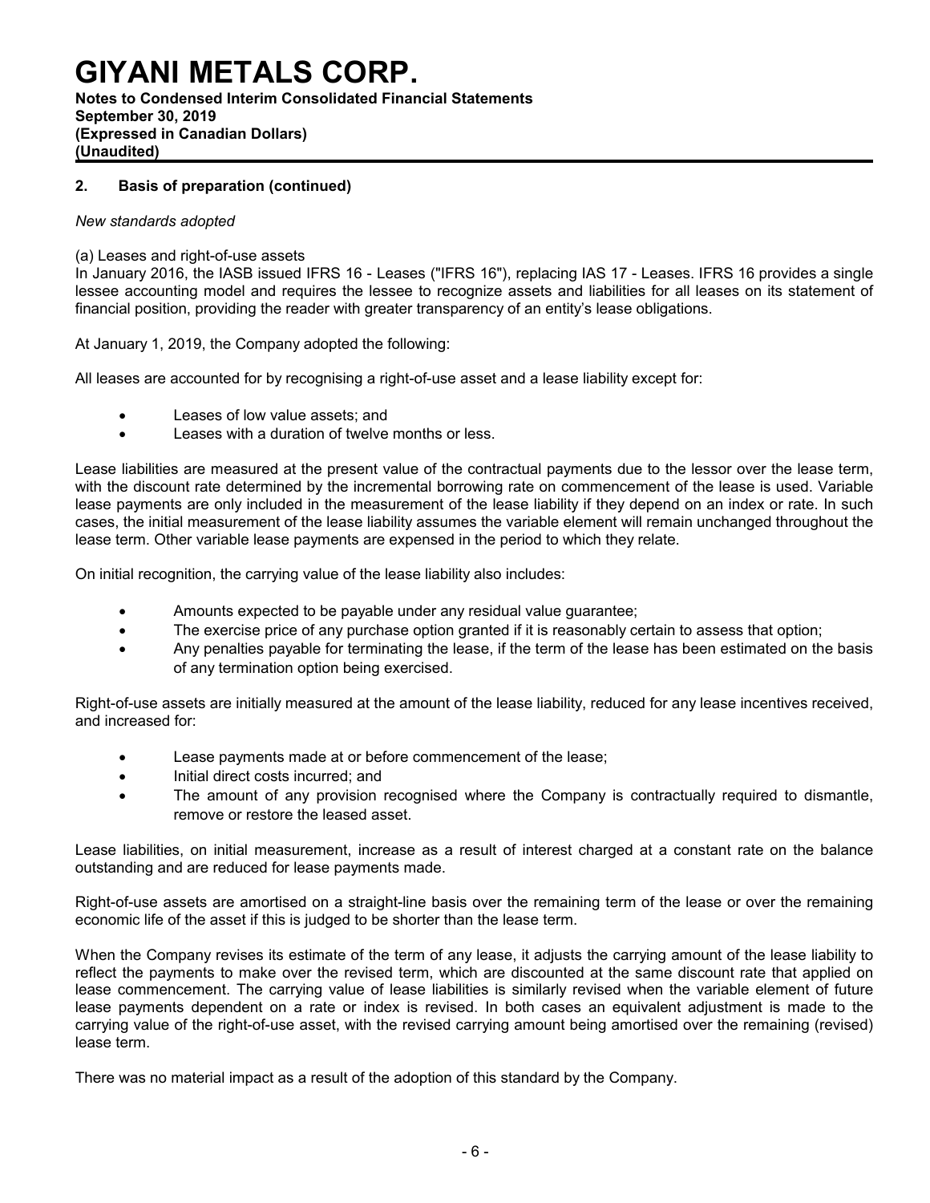## 2. Basis of preparation (continued)

*New standards adopted*

(a) Leases and right-of-use assets

In January 2016, the IASB issued IFRS 16 - Leases ("IFRS 16"), replacing IAS 17 - Leases. IFRS 16 provides a single lessee accounting model and requires the lessee to recognize assets and liabilities for all leases on its statement of financial position, providing the reader with greater transparency of an entity's lease obligations.

At January 1, 2019, the Company adopted the following:

All leases are accounted for by recognising a right-of-use asset and a lease liability except for:

- Leases of low value assets; and
- Leases with a duration of twelve months or less.

Lease liabilities are measured at the present value of the contractual payments due to the lessor over the lease term, with the discount rate determined by the incremental borrowing rate on commencement of the lease is used. Variable lease payments are only included in the measurement of the lease liability if they depend on an index or rate. In such cases, the initial measurement of the lease liability assumes the variable element will remain unchanged throughout the lease term. Other variable lease payments are expensed in the period to which they relate.

On initial recognition, the carrying value of the lease liability also includes:

- Amounts expected to be payable under any residual value guarantee;
- The exercise price of any purchase option granted if it is reasonably certain to assess that option;
- Any penalties payable for terminating the lease, if the term of the lease has been estimated on the basis of any termination option being exercised.

Right-of-use assets are initially measured at the amount of the lease liability, reduced for any lease incentives received, and increased for:

- Lease payments made at or before commencement of the lease;
- Initial direct costs incurred; and
- The amount of any provision recognised where the Company is contractually required to dismantle, remove or restore the leased asset.

Lease liabilities, on initial measurement, increase as a result of interest charged at a constant rate on the balance outstanding and are reduced for lease payments made.

Right-of-use assets are amortised on a straight-line basis over the remaining term of the lease or over the remaining economic life of the asset if this is judged to be shorter than the lease term.

When the Company revises its estimate of the term of any lease, it adjusts the carrying amount of the lease liability to reflect the payments to make over the revised term, which are discounted at the same discount rate that applied on lease commencement. The carrying value of lease liabilities is similarly revised when the variable element of future lease payments dependent on a rate or index is revised. In both cases an equivalent adjustment is made to the carrying value of the right-of-use asset, with the revised carrying amount being amortised over the remaining (revised) lease term.

There was no material impact as a result of the adoption of this standard by the Company.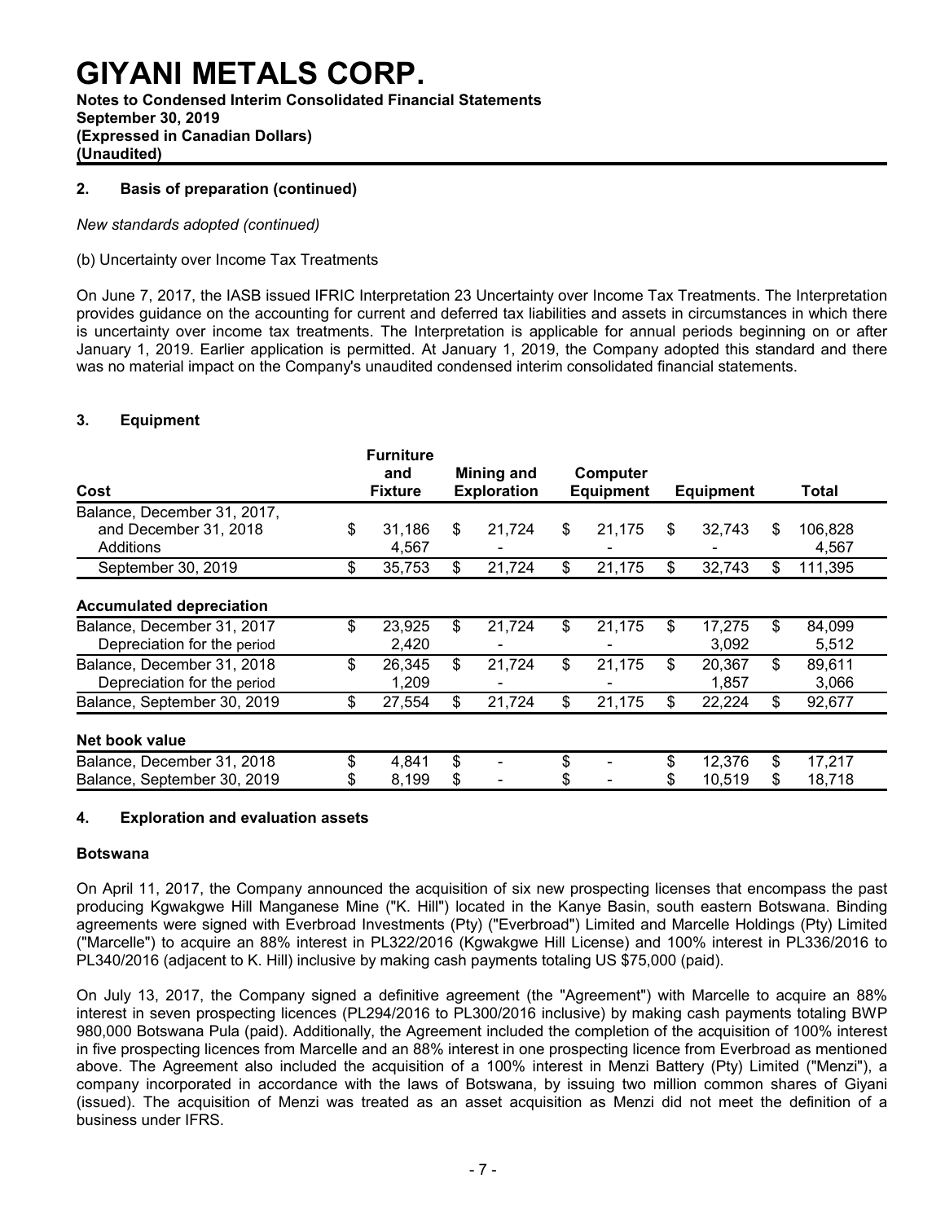# GIYANI METALS CORP.

**Notes to Condensed Interim Consolidated Financial Statements**
**September 30, 2019**
**(Expressed in Canadian Dollars)**
**(Unaudited)**

## 2. Basis of preparation (continued)

*New standards adopted (continued)*

(b) Uncertainty over Income Tax Treatments

On June 7, 2017, the IASB issued IFRIC Interpretation 23 Uncertainty over Income Tax Treatments. The Interpretation provides guidance on the accounting for current and deferred tax liabilities and assets in circumstances in which there is uncertainty over income tax treatments. The Interpretation is applicable for annual periods beginning on or after January 1, 2019. Earlier application is permitted. At January 1, 2019, the Company adopted this standard and there was no material impact on the Company's unaudited condensed interim consolidated financial statements.

## 3. Equipment

| Cost | Furniture and Fixture | Mining and Exploration | Computer Equipment | Equipment | Total |
|---|---|---|---|---|---|
| Balance, December 31, 2017, and December 31, 2018 | $ 31,186 | $ 21,724 | $ 21,175 | $ 32,743 | $ 106,828 |
| Additions | 4,567 | - | - | - | 4,567 |
| September 30, 2019 | $ 35,753 | $ 21,724 | $ 21,175 | $ 32,743 | $ 111,395 |
| **Accumulated depreciation** | | | | | |
| Balance, December 31, 2017 | $ 23,925 | $ 21,724 | $ 21,175 | $ 17,275 | $ 84,099 |
| Depreciation for the period | 2,420 | - | - | 3,092 | 5,512 |
| Balance, December 31, 2018 | $ 26,345 | $ 21,724 | $ 21,175 | $ 20,367 | $ 89,611 |
| Depreciation for the period | 1,209 | - | - | 1,857 | 3,066 |
| Balance, September 30, 2019 | $ 27,554 | $ 21,724 | $ 21,175 | $ 22,224 | $ 92,677 |
| **Net book value** | | | | | |
| Balance, December 31, 2018 | $ 4,841 | $ - | $ - | $ 12,376 | $ 17,217 |
| Balance, September 30, 2019 | $ 8,199 | $ - | $ - | $ 10,519 | $ 18,718 |

## 4. Exploration and evaluation assets

### Botswana

On April 11, 2017, the Company announced the acquisition of six new prospecting licenses that encompass the past producing Kgwakgwe Hill Manganese Mine ("K. Hill") located in the Kanye Basin, south eastern Botswana. Binding agreements were signed with Everbroad Investments (Pty) ("Everbroad") Limited and Marcelle Holdings (Pty) Limited ("Marcelle") to acquire an 88% interest in PL322/2016 (Kgwakgwe Hill License) and 100% interest in PL336/2016 to PL340/2016 (adjacent to K. Hill) inclusive by making cash payments totaling US $75,000 (paid).

On July 13, 2017, the Company signed a definitive agreement (the "Agreement") with Marcelle to acquire an 88% interest in seven prospecting licences (PL294/2016 to PL300/2016 inclusive) by making cash payments totaling BWP 980,000 Botswana Pula (paid). Additionally, the Agreement included the completion of the acquisition of 100% interest in five prospecting licences from Marcelle and an 88% interest in one prospecting licence from Everbroad as mentioned above. The Agreement also included the acquisition of a 100% interest in Menzi Battery (Pty) Limited ("Menzi"), a company incorporated in accordance with the laws of Botswana, by issuing two million common shares of Giyani (issued). The acquisition of Menzi was treated as an asset acquisition as Menzi did not meet the definition of a business under IFRS.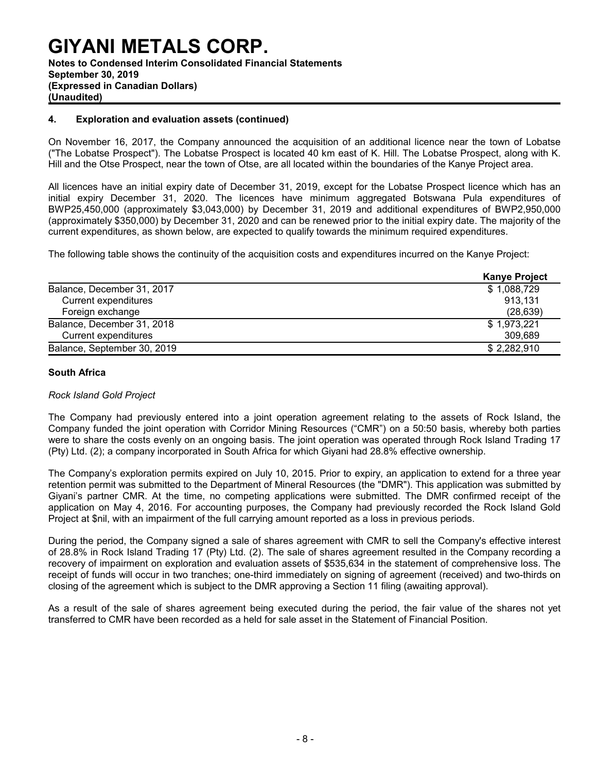## 4. Exploration and evaluation assets (continued)

On November 16, 2017, the Company announced the acquisition of an additional licence near the town of Lobatse ("The Lobatse Prospect"). The Lobatse Prospect is located 40 km east of K. Hill. The Lobatse Prospect, along with K. Hill and the Otse Prospect, near the town of Otse, are all located within the boundaries of the Kanye Project area.

All licences have an initial expiry date of December 31, 2019, except for the Lobatse Prospect licence which has an initial expiry December 31, 2020. The licences have minimum aggregated Botswana Pula expenditures of BWP25,450,000 (approximately $3,043,000) by December 31, 2019 and additional expenditures of BWP2,950,000 (approximately $350,000) by December 31, 2020 and can be renewed prior to the initial expiry date. The majority of the current expenditures, as shown below, are expected to qualify towards the minimum required expenditures.

The following table shows the continuity of the acquisition costs and expenditures incurred on the Kanye Project:

| | **Kanye Project** |
|---|---|
| Balance, December 31, 2017 | $ 1,088,729 |
| Current expenditures | 913,131 |
| Foreign exchange | (28,639) |
| Balance, December 31, 2018 | $ 1,973,221 |
| Current expenditures | 309,689 |
| Balance, September 30, 2019 | $ 2,282,910 |

### South Africa

*Rock Island Gold Project*

The Company had previously entered into a joint operation agreement relating to the assets of Rock Island, the Company funded the joint operation with Corridor Mining Resources ("CMR") on a 50:50 basis, whereby both parties were to share the costs evenly on an ongoing basis. The joint operation was operated through Rock Island Trading 17 (Pty) Ltd. (2); a company incorporated in South Africa for which Giyani had 28.8% effective ownership.

The Company's exploration permits expired on July 10, 2015. Prior to expiry, an application to extend for a three year retention permit was submitted to the Department of Mineral Resources (the "DMR"). This application was submitted by Giyani's partner CMR. At the time, no competing applications were submitted. The DMR confirmed receipt of the application on May 4, 2016. For accounting purposes, the Company had previously recorded the Rock Island Gold Project at $nil, with an impairment of the full carrying amount reported as a loss in previous periods.

During the period, the Company signed a sale of shares agreement with CMR to sell the Company's effective interest of 28.8% in Rock Island Trading 17 (Pty) Ltd. (2). The sale of shares agreement resulted in the Company recording a recovery of impairment on exploration and evaluation assets of $535,634 in the statement of comprehensive loss. The receipt of funds will occur in two tranches; one-third immediately on signing of agreement (received) and two-thirds on closing of the agreement which is subject to the DMR approving a Section 11 filing (awaiting approval).

As a result of the sale of shares agreement being executed during the period, the fair value of the shares not yet transferred to CMR have been recorded as a held for sale asset in the Statement of Financial Position.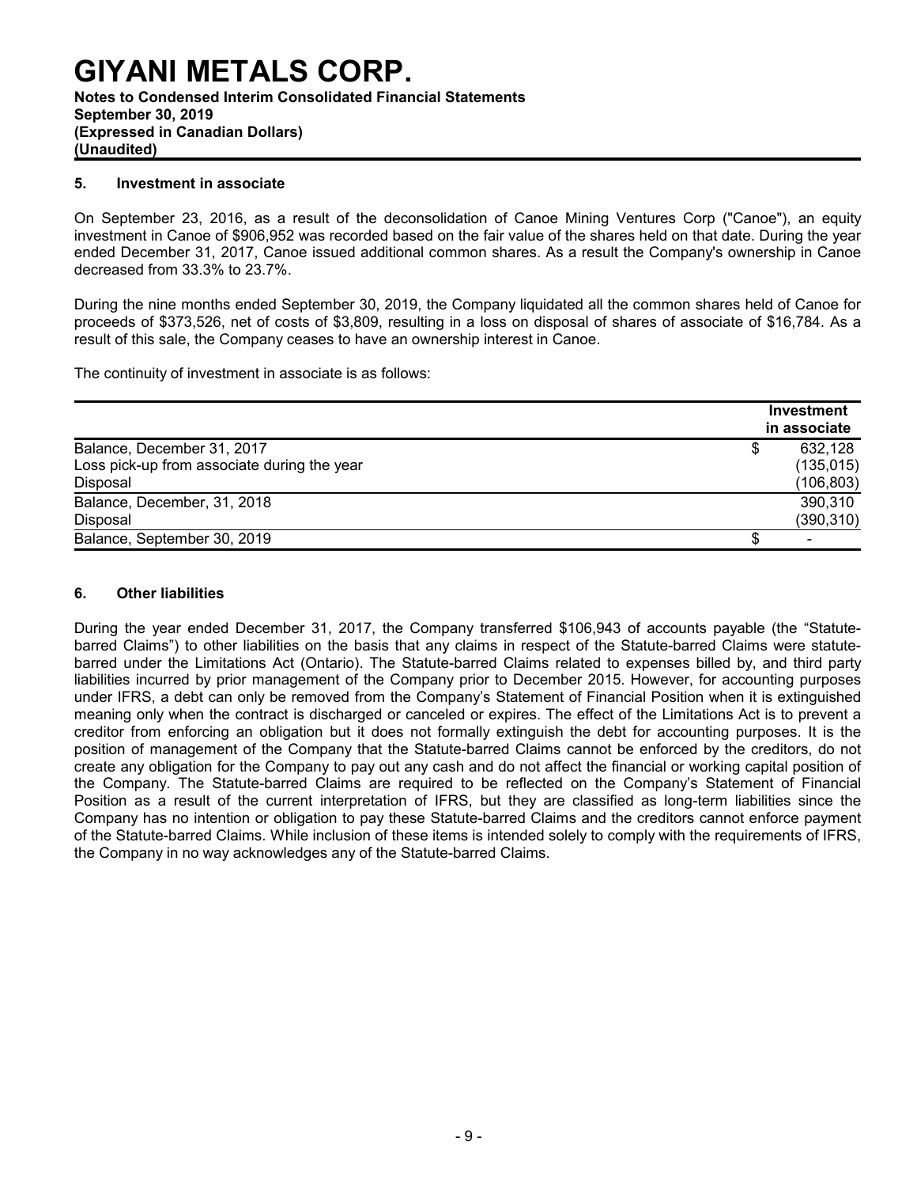# GIYANI METALS CORP.

**Notes to Condensed Interim Consolidated Financial Statements**
**September 30, 2019**
**(Expressed in Canadian Dollars)**
**(Unaudited)**

## 5. Investment in associate

On September 23, 2016, as a result of the deconsolidation of Canoe Mining Ventures Corp ("Canoe"), an equity investment in Canoe of $906,952 was recorded based on the fair value of the shares held on that date. During the year ended December 31, 2017, Canoe issued additional common shares. As a result the Company's ownership in Canoe decreased from 33.3% to 23.7%.

During the nine months ended September 30, 2019, the Company liquidated all the common shares held of Canoe for proceeds of $373,526, net of costs of $3,809, resulting in a loss on disposal of shares of associate of $16,784. As a result of this sale, the Company ceases to have an ownership interest in Canoe.

The continuity of investment in associate is as follows:

| | Investment in associate |
|---|---|
| Balance, December 31, 2017 | $ 632,128 |
| Loss pick-up from associate during the year | (135,015) |
| Disposal | (106,803) |
| Balance, December, 31, 2018 | 390,310 |
| Disposal | (390,310) |
| Balance, September 30, 2019 | $ - |

## 6. Other liabilities

During the year ended December 31, 2017, the Company transferred $106,943 of accounts payable (the "Statute-barred Claims") to other liabilities on the basis that any claims in respect of the Statute-barred Claims were statute-barred under the Limitations Act (Ontario). The Statute-barred Claims related to expenses billed by, and third party liabilities incurred by prior management of the Company prior to December 2015. However, for accounting purposes under IFRS, a debt can only be removed from the Company's Statement of Financial Position when it is extinguished meaning only when the contract is discharged or canceled or expires. The effect of the Limitations Act is to prevent a creditor from enforcing an obligation but it does not formally extinguish the debt for accounting purposes. It is the position of management of the Company that the Statute-barred Claims cannot be enforced by the creditors, do not create any obligation for the Company to pay out any cash and do not affect the financial or working capital position of the Company. The Statute-barred Claims are required to be reflected on the Company's Statement of Financial Position as a result of the current interpretation of IFRS, but they are classified as long-term liabilities since the Company has no intention or obligation to pay these Statute-barred Claims and the creditors cannot enforce payment of the Statute-barred Claims. While inclusion of these items is intended solely to comply with the requirements of IFRS, the Company in no way acknowledges any of the Statute-barred Claims.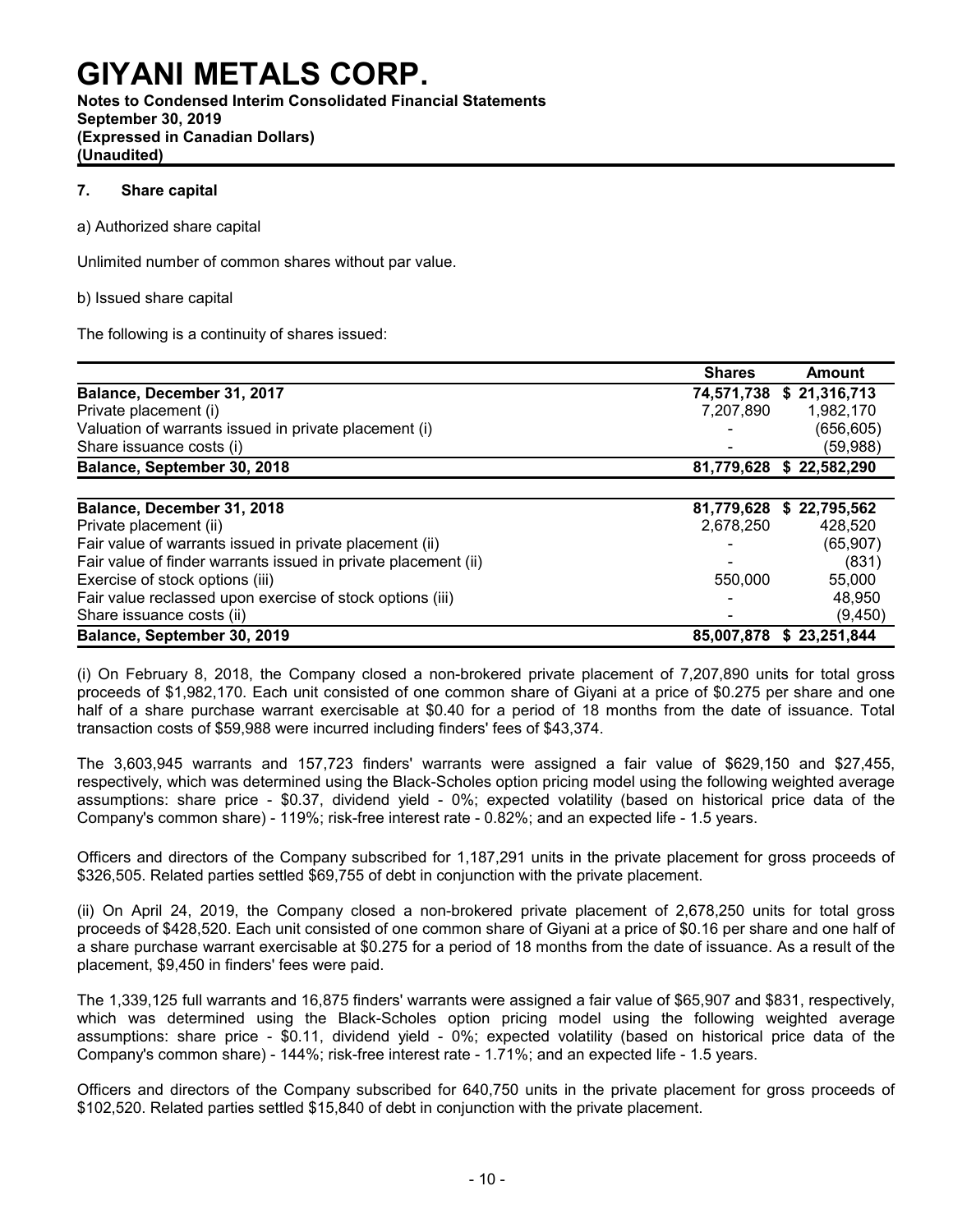# GIYANI METALS CORP.

**Notes to Condensed Interim Consolidated Financial Statements**
**September 30, 2019**
**(Expressed in Canadian Dollars)**
**(Unaudited)**

## 7. Share capital

a) Authorized share capital

Unlimited number of common shares without par value.

b) Issued share capital

The following is a continuity of shares issued:

| | Shares | Amount |
|---|---|---|
| **Balance, December 31, 2017** | **74,571,738** | **$ 21,316,713** |
| Private placement (i) | 7,207,890 | 1,982,170 |
| Valuation of warrants issued in private placement (i) | - | (656,605) |
| Share issuance costs (i) | - | (59,988) |
| **Balance, September 30, 2018** | **81,779,628** | **$ 22,582,290** |
| | | |
| **Balance, December 31, 2018** | **81,779,628** | **$ 22,795,562** |
| Private placement (ii) | 2,678,250 | 428,520 |
| Fair value of warrants issued in private placement (ii) | - | (65,907) |
| Fair value of finder warrants issued in private placement (ii) | - | (831) |
| Exercise of stock options (iii) | 550,000 | 55,000 |
| Fair value reclassed upon exercise of stock options (iii) | - | 48,950 |
| Share issuance costs (ii) | - | (9,450) |
| **Balance, September 30, 2019** | **85,007,878** | **$ 23,251,844** |

(i) On February 8, 2018, the Company closed a non-brokered private placement of 7,207,890 units for total gross proceeds of $1,982,170. Each unit consisted of one common share of Giyani at a price of $0.275 per share and one half of a share purchase warrant exercisable at $0.40 for a period of 18 months from the date of issuance. Total transaction costs of $59,988 were incurred including finders' fees of $43,374.

The 3,603,945 warrants and 157,723 finders' warrants were assigned a fair value of $629,150 and $27,455, respectively, which was determined using the Black-Scholes option pricing model using the following weighted average assumptions: share price - $0.37, dividend yield - 0%; expected volatility (based on historical price data of the Company's common share) - 119%; risk-free interest rate - 0.82%; and an expected life - 1.5 years.

Officers and directors of the Company subscribed for 1,187,291 units in the private placement for gross proceeds of $326,505. Related parties settled $69,755 of debt in conjunction with the private placement.

(ii) On April 24, 2019, the Company closed a non-brokered private placement of 2,678,250 units for total gross proceeds of $428,520. Each unit consisted of one common share of Giyani at a price of $0.16 per share and one half of a share purchase warrant exercisable at $0.275 for a period of 18 months from the date of issuance. As a result of the placement, $9,450 in finders' fees were paid.

The 1,339,125 full warrants and 16,875 finders' warrants were assigned a fair value of $65,907 and $831, respectively, which was determined using the Black-Scholes option pricing model using the following weighted average assumptions: share price - $0.11, dividend yield - 0%; expected volatility (based on historical price data of the Company's common share) - 144%; risk-free interest rate - 1.71%; and an expected life - 1.5 years.

Officers and directors of the Company subscribed for 640,750 units in the private placement for gross proceeds of $102,520. Related parties settled $15,840 of debt in conjunction with the private placement.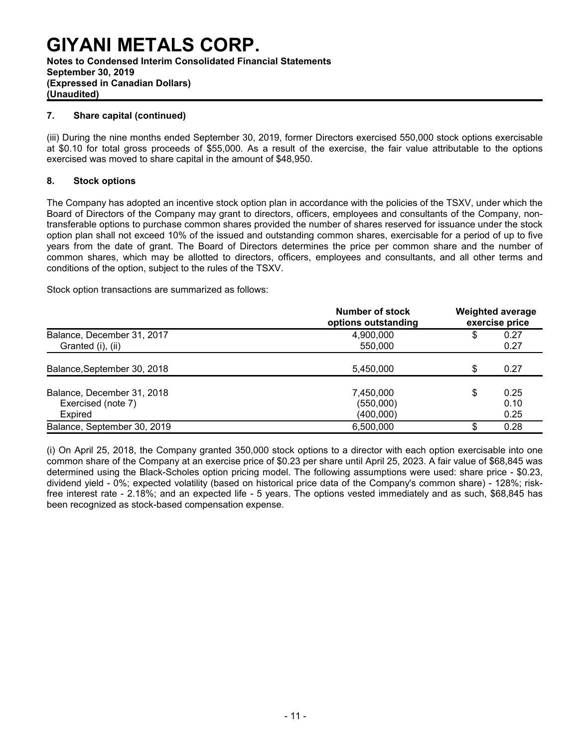# GIYANI METALS CORP.

**Notes to Condensed Interim Consolidated Financial Statements**
**September 30, 2019**
**(Expressed in Canadian Dollars)**
**(Unaudited)**

### 7. Share capital (continued)

(iii) During the nine months ended September 30, 2019, former Directors exercised 550,000 stock options exercisable at $0.10 for total gross proceeds of $55,000. As a result of the exercise, the fair value attributable to the options exercised was moved to share capital in the amount of $48,950.

### 8. Stock options

The Company has adopted an incentive stock option plan in accordance with the policies of the TSXV, under which the Board of Directors of the Company may grant to directors, officers, employees and consultants of the Company, non-transferable options to purchase common shares provided the number of shares reserved for issuance under the stock option plan shall not exceed 10% of the issued and outstanding common shares, exercisable for a period of up to five years from the date of grant. The Board of Directors determines the price per common share and the number of common shares, which may be allotted to directors, officers, employees and consultants, and all other terms and conditions of the option, subject to the rules of the TSXV.

Stock option transactions are summarized as follows:

| | Number of stock options outstanding | Weighted average exercise price |
|---|---|---|
| Balance, December 31, 2017 | 4,900,000 | $ 0.27 |
| Granted (i), (ii) | 550,000 | 0.27 |
| Balance,September 30, 2018 | 5,450,000 | $ 0.27 |
| Balance, December 31, 2018 | 7,450,000 | $ 0.25 |
| Exercised (note 7) | (550,000) | 0.10 |
| Expired | (400,000) | 0.25 |
| Balance, September 30, 2019 | 6,500,000 | $ 0.28 |

(i) On April 25, 2018, the Company granted 350,000 stock options to a director with each option exercisable into one common share of the Company at an exercise price of $0.23 per share until April 25, 2023. A fair value of $68,845 was determined using the Black-Scholes option pricing model. The following assumptions were used: share price - $0.23, dividend yield - 0%; expected volatility (based on historical price data of the Company's common share) - 128%; risk-free interest rate - 2.18%; and an expected life - 5 years. The options vested immediately and as such, $68,845 has been recognized as stock-based compensation expense.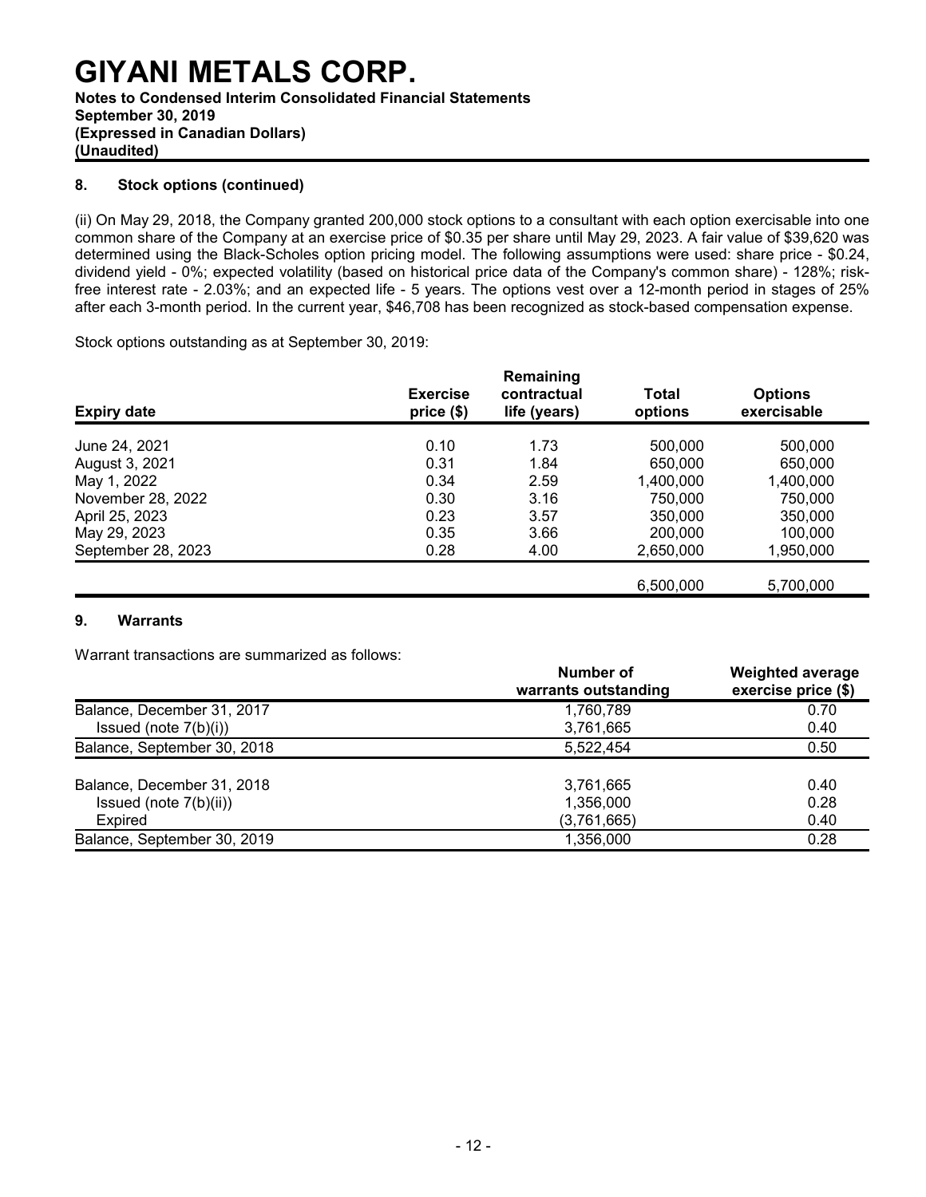## 8. Stock options (continued)

(ii) On May 29, 2018, the Company granted 200,000 stock options to a consultant with each option exercisable into one common share of the Company at an exercise price of $0.35 per share until May 29, 2023. A fair value of $39,620 was determined using the Black-Scholes option pricing model. The following assumptions were used: share price - $0.24, dividend yield - 0%; expected volatility (based on historical price data of the Company's common share) - 128%; risk-free interest rate - 2.03%; and an expected life - 5 years. The options vest over a 12-month period in stages of 25% after each 3-month period. In the current year, $46,708 has been recognized as stock-based compensation expense.

Stock options outstanding as at September 30, 2019:

| Expiry date | Exercise price ($) | Remaining contractual life (years) | Total options | Options exercisable |
|---|---|---|---|---|
| June 24, 2021 | 0.10 | 1.73 | 500,000 | 500,000 |
| August 3, 2021 | 0.31 | 1.84 | 650,000 | 650,000 |
| May 1, 2022 | 0.34 | 2.59 | 1,400,000 | 1,400,000 |
| November 28, 2022 | 0.30 | 3.16 | 750,000 | 750,000 |
| April 25, 2023 | 0.23 | 3.57 | 350,000 | 350,000 |
| May 29, 2023 | 0.35 | 3.66 | 200,000 | 100,000 |
| September 28, 2023 | 0.28 | 4.00 | 2,650,000 | 1,950,000 |
| | | | 6,500,000 | 5,700,000 |

## 9. Warrants

Warrant transactions are summarized as follows:

| | Number of warrants outstanding | Weighted average exercise price ($) |
|---|---|---|
| Balance, December 31, 2017 | 1,760,789 | 0.70 |
| Issued (note 7(b)(i)) | 3,761,665 | 0.40 |
| Balance, September 30, 2018 | 5,522,454 | 0.50 |
| | | |
| Balance, December 31, 2018 | 3,761,665 | 0.40 |
| Issued (note 7(b)(ii)) | 1,356,000 | 0.28 |
| Expired | (3,761,665) | 0.40 |
| Balance, September 30, 2019 | 1,356,000 | 0.28 |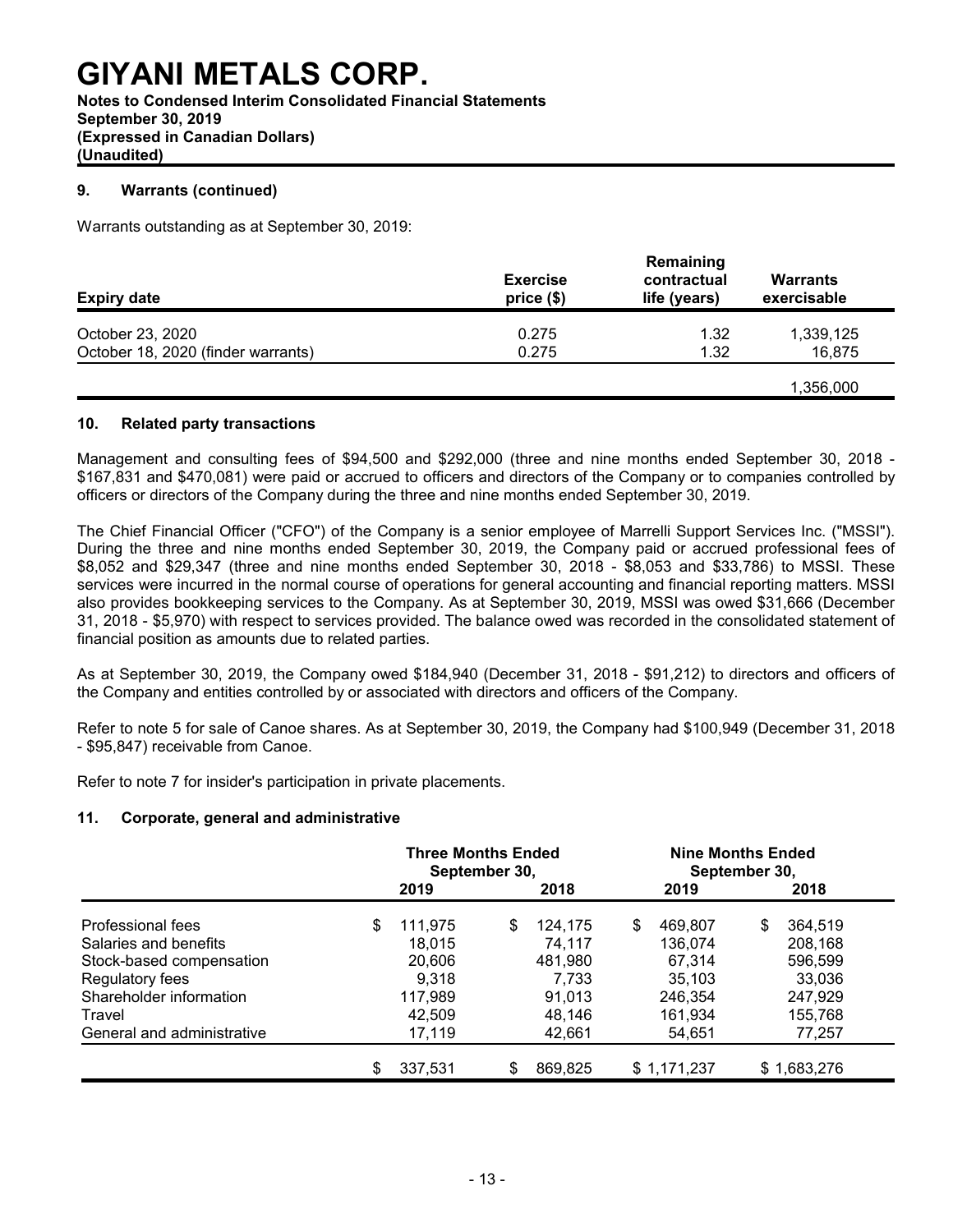# GIYANI METALS CORP.

**Notes to Condensed Interim Consolidated Financial Statements**
**September 30, 2019**
**(Expressed in Canadian Dollars)**
**(Unaudited)**

### 9. Warrants (continued)

Warrants outstanding as at September 30, 2019:

| Expiry date | Exercise price ($) | Remaining contractual life (years) | Warrants exercisable |
|---|---|---|---|
| October 23, 2020 | 0.275 | 1.32 | 1,339,125 |
| October 18, 2020 (finder warrants) | 0.275 | 1.32 | 16,875 |
| | | | 1,356,000 |

### 10. Related party transactions

Management and consulting fees of $94,500 and $292,000 (three and nine months ended September 30, 2018 - $167,831 and $470,081) were paid or accrued to officers and directors of the Company or to companies controlled by officers or directors of the Company during the three and nine months ended September 30, 2019.

The Chief Financial Officer ("CFO") of the Company is a senior employee of Marrelli Support Services Inc. ("MSSI"). During the three and nine months ended September 30, 2019, the Company paid or accrued professional fees of $8,052 and $29,347 (three and nine months ended September 30, 2018 - $8,053 and $33,786) to MSSI. These services were incurred in the normal course of operations for general accounting and financial reporting matters. MSSI also provides bookkeeping services to the Company. As at September 30, 2019, MSSI was owed $31,666 (December 31, 2018 - $5,970) with respect to services provided. The balance owed was recorded in the consolidated statement of financial position as amounts due to related parties.

As at September 30, 2019, the Company owed $184,940 (December 31, 2018 - $91,212) to directors and officers of the Company and entities controlled by or associated with directors and officers of the Company.

Refer to note 5 for sale of Canoe shares. As at September 30, 2019, the Company had $100,949 (December 31, 2018 - $95,847) receivable from Canoe.

Refer to note 7 for insider's participation in private placements.

### 11. Corporate, general and administrative

| | Three Months Ended September 30, | | Nine Months Ended September 30, | |
|---|---|---|---|---|
| | 2019 | 2018 | 2019 | 2018 |
| Professional fees | $ 111,975 | $ 124,175 | $ 469,807 | $ 364,519 |
| Salaries and benefits | 18,015 | 74,117 | 136,074 | 208,168 |
| Stock-based compensation | 20,606 | 481,980 | 67,314 | 596,599 |
| Regulatory fees | 9,318 | 7,733 | 35,103 | 33,036 |
| Shareholder information | 117,989 | 91,013 | 246,354 | 247,929 |
| Travel | 42,509 | 48,146 | 161,934 | 155,768 |
| General and administrative | 17,119 | 42,661 | 54,651 | 77,257 |
| | $ 337,531 | $ 869,825 | $ 1,171,237 | $ 1,683,276 |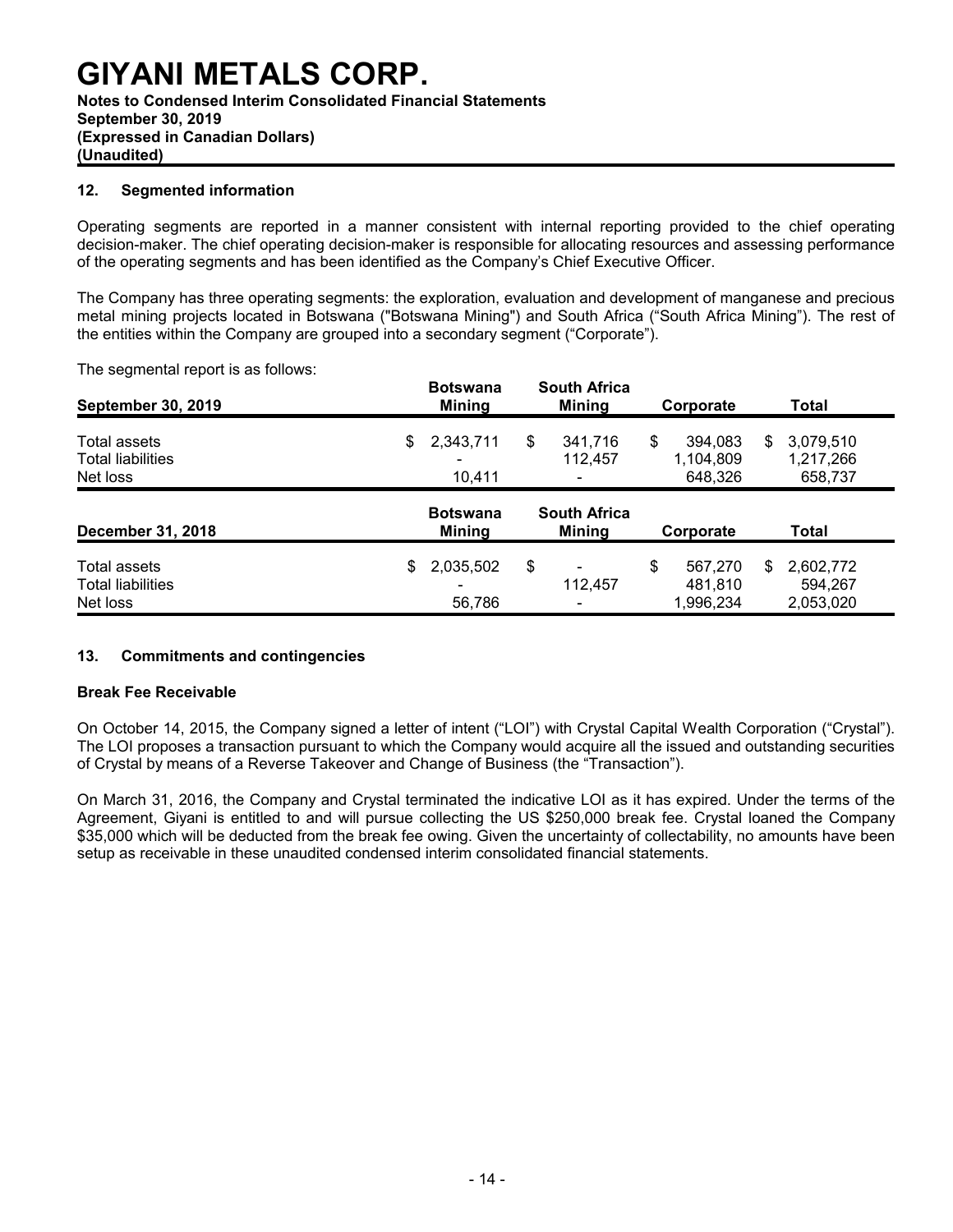## 12. Segmented information

Operating segments are reported in a manner consistent with internal reporting provided to the chief operating decision-maker. The chief operating decision-maker is responsible for allocating resources and assessing performance of the operating segments and has been identified as the Company's Chief Executive Officer.

The Company has three operating segments: the exploration, evaluation and development of manganese and precious metal mining projects located in Botswana ("Botswana Mining") and South Africa ("South Africa Mining"). The rest of the entities within the Company are grouped into a secondary segment ("Corporate").

The segmental report is as follows:

| September 30, 2019 | Botswana Mining | South Africa Mining | Corporate | Total |
|---|---|---|---|---|
| Total assets | $ 2,343,711 | $ 341,716 | $ 394,083 | $ 3,079,510 |
| Total liabilities | - | 112,457 | 1,104,809 | 1,217,266 |
| Net loss | 10,411 | - | 648,326 | 658,737 |

| December 31, 2018 | Botswana Mining | South Africa Mining | Corporate | Total |
|---|---|---|---|---|
| Total assets | $ 2,035,502 | $ - | $ 567,270 | $ 2,602,772 |
| Total liabilities | - | 112,457 | 481,810 | 594,267 |
| Net loss | 56,786 | - | 1,996,234 | 2,053,020 |

## 13. Commitments and contingencies

**Break Fee Receivable**

On October 14, 2015, the Company signed a letter of intent ("LOI") with Crystal Capital Wealth Corporation ("Crystal"). The LOI proposes a transaction pursuant to which the Company would acquire all the issued and outstanding securities of Crystal by means of a Reverse Takeover and Change of Business (the "Transaction").

On March 31, 2016, the Company and Crystal terminated the indicative LOI as it has expired. Under the terms of the Agreement, Giyani is entitled to and will pursue collecting the US $250,000 break fee. Crystal loaned the Company $35,000 which will be deducted from the break fee owing. Given the uncertainty of collectability, no amounts have been setup as receivable in these unaudited condensed interim consolidated financial statements.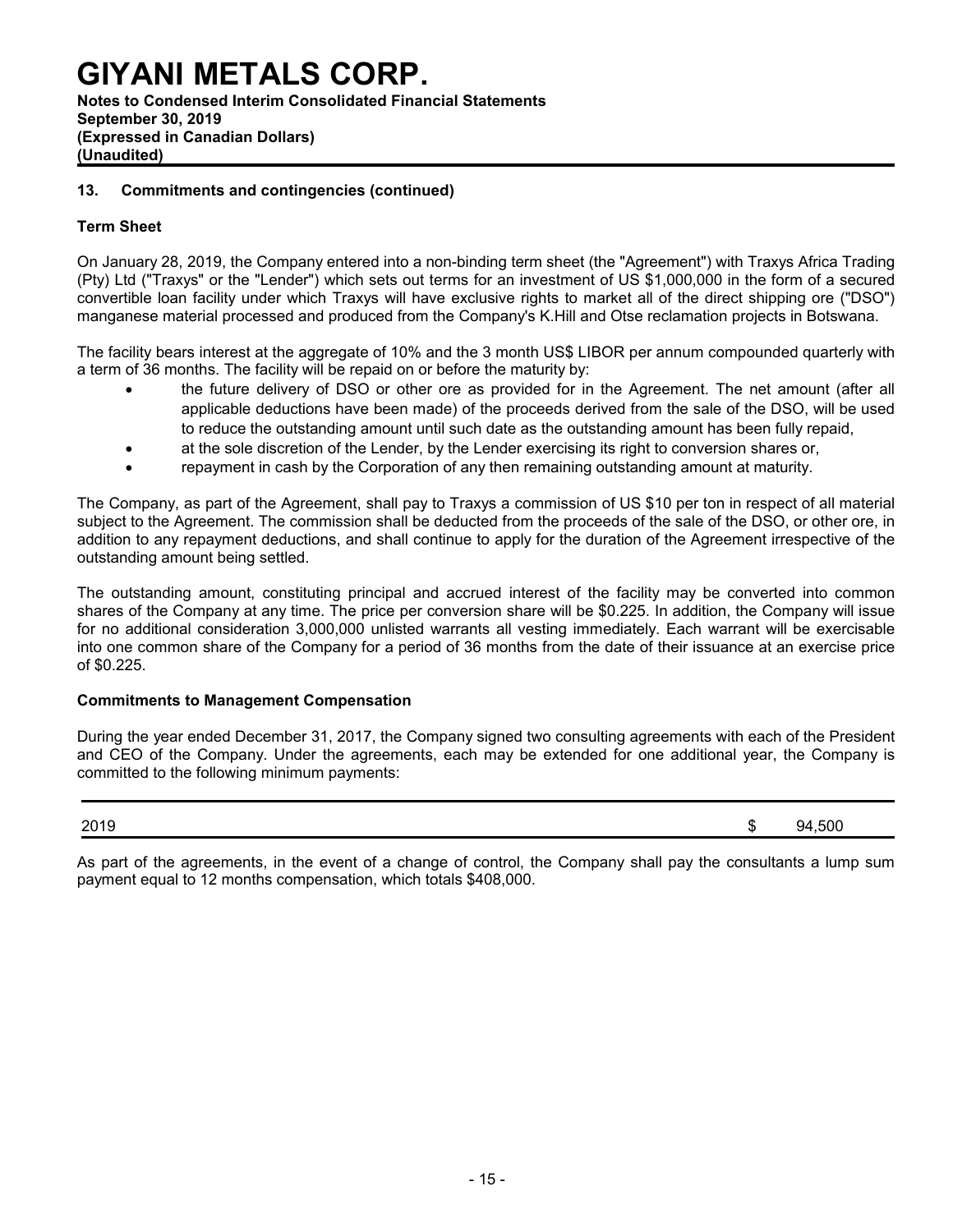# GIYANI METALS CORP.

**Notes to Condensed Interim Consolidated Financial Statements**
**September 30, 2019**
**(Expressed in Canadian Dollars)**
**(Unaudited)**

## 13. Commitments and contingencies (continued)

### Term Sheet

On January 28, 2019, the Company entered into a non-binding term sheet (the "Agreement") with Traxys Africa Trading (Pty) Ltd ("Traxys" or the "Lender") which sets out terms for an investment of US $1,000,000 in the form of a secured convertible loan facility under which Traxys will have exclusive rights to market all of the direct shipping ore ("DSO") manganese material processed and produced from the Company's K.Hill and Otse reclamation projects in Botswana.

The facility bears interest at the aggregate of 10% and the 3 month US$ LIBOR per annum compounded quarterly with a term of 36 months. The facility will be repaid on or before the maturity by:

- the future delivery of DSO or other ore as provided for in the Agreement. The net amount (after all applicable deductions have been made) of the proceeds derived from the sale of the DSO, will be used to reduce the outstanding amount until such date as the outstanding amount has been fully repaid,
- at the sole discretion of the Lender, by the Lender exercising its right to conversion shares or,
- repayment in cash by the Corporation of any then remaining outstanding amount at maturity.

The Company, as part of the Agreement, shall pay to Traxys a commission of US $10 per ton in respect of all material subject to the Agreement. The commission shall be deducted from the proceeds of the sale of the DSO, or other ore, in addition to any repayment deductions, and shall continue to apply for the duration of the Agreement irrespective of the outstanding amount being settled.

The outstanding amount, constituting principal and accrued interest of the facility may be converted into common shares of the Company at any time. The price per conversion share will be $0.225. In addition, the Company will issue for no additional consideration 3,000,000 unlisted warrants all vesting immediately. Each warrant will be exercisable into one common share of the Company for a period of 36 months from the date of their issuance at an exercise price of $0.225.

### Commitments to Management Compensation

During the year ended December 31, 2017, the Company signed two consulting agreements with each of the President and CEO of the Company. Under the agreements, each may be extended for one additional year, the Company is committed to the following minimum payments:

| | | |
|---|---|---|
| 2019 | $ | 94,500 |

As part of the agreements, in the event of a change of control, the Company shall pay the consultants a lump sum payment equal to 12 months compensation, which totals $408,000.